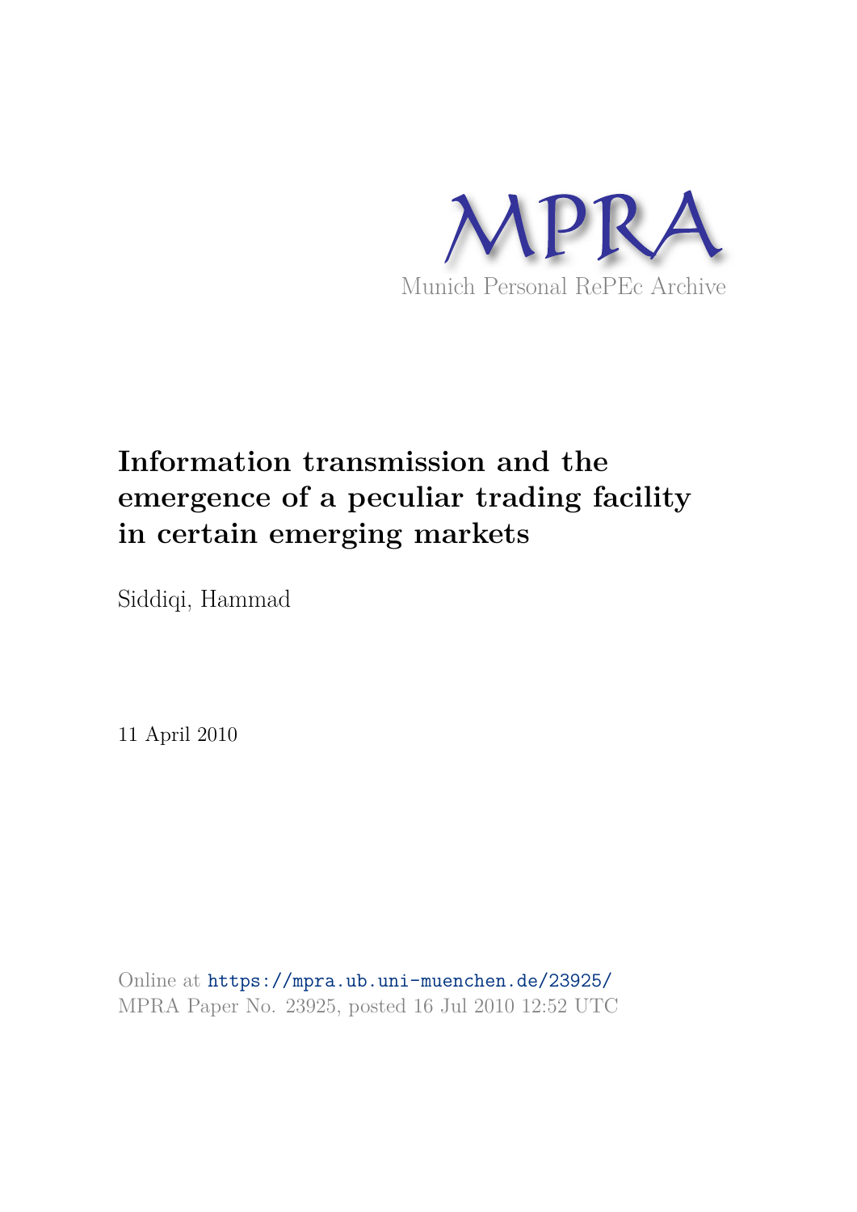MPRA

Munich Personal RePEc Archive

# Information transmission and the emergence of a peculiar trading facility in certain emerging markets

Siddiqi, Hammad

11 April 2010

Online at https://mpra.ub.uni-muenchen.de/23925/
MPRA Paper No. 23925, posted 16 Jul 2010 12:52 UTC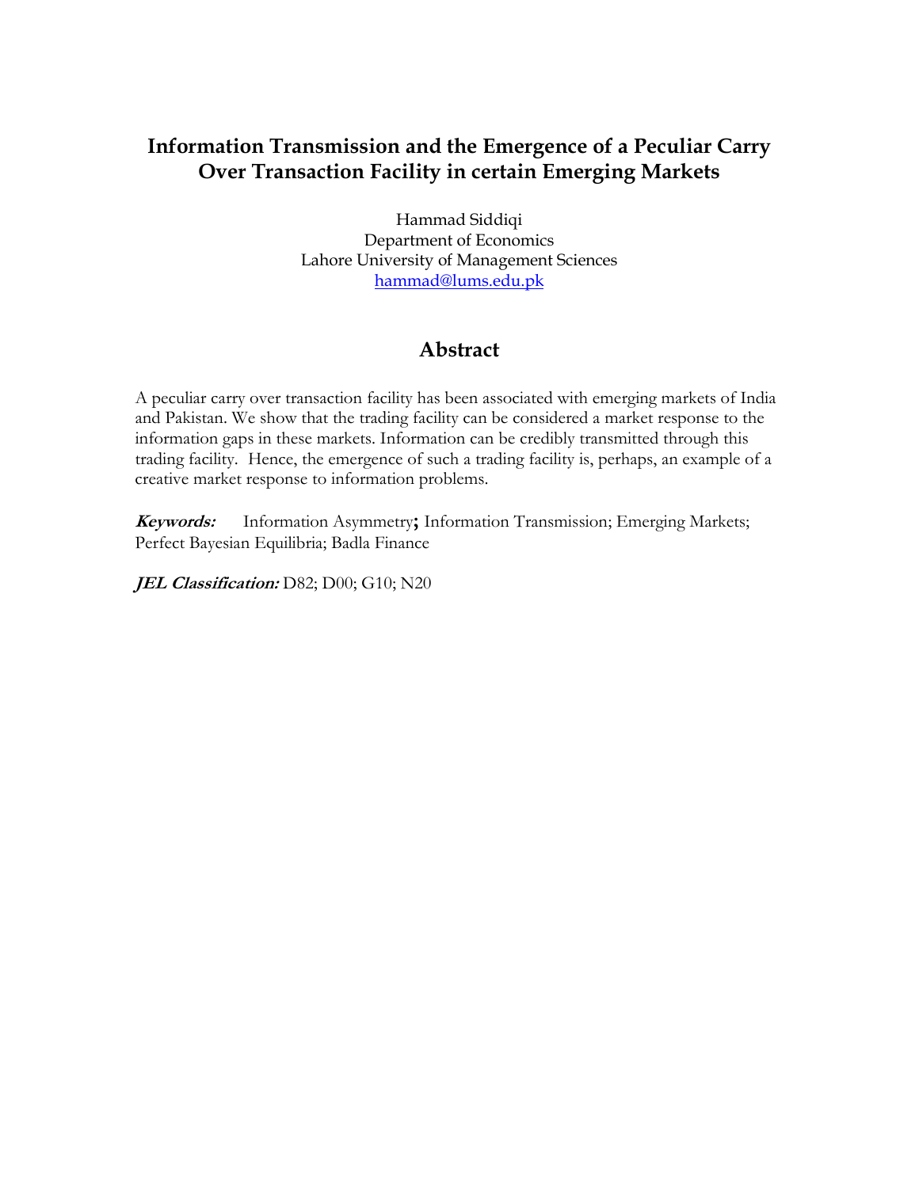# Information Transmission and the Emergence of a Peculiar Carry Over Transaction Facility in certain Emerging Markets

Hammad Siddiqi
Department of Economics
Lahore University of Management Sciences
hammad@lums.edu.pk

## Abstract

A peculiar carry over transaction facility has been associated with emerging markets of India and Pakistan. We show that the trading facility can be considered a market response to the information gaps in these markets. Information can be credibly transmitted through this trading facility. Hence, the emergence of such a trading facility is, perhaps, an example of a creative market response to information problems.

***Keywords:*** Information Asymmetry**;** Information Transmission; Emerging Markets; Perfect Bayesian Equilibria; Badla Finance

***JEL Classification:*** D82; D00; G10; N20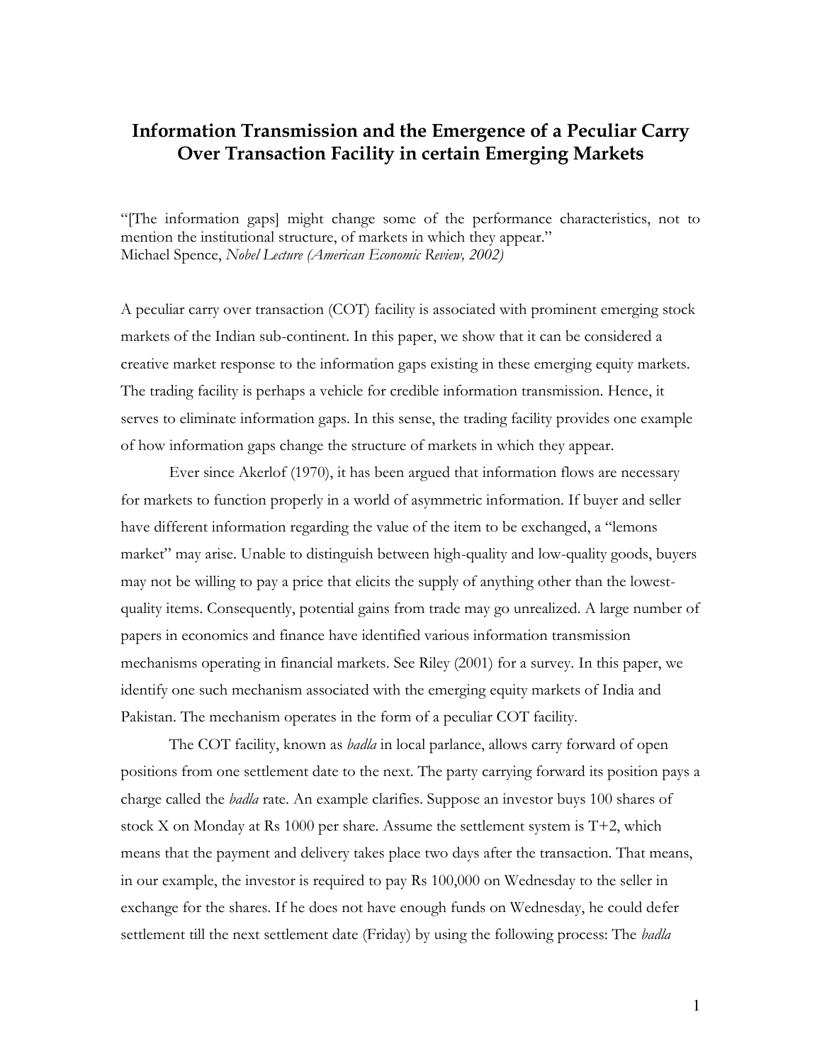# Information Transmission and the Emergence of a Peculiar Carry Over Transaction Facility in certain Emerging Markets

"[The information gaps] might change some of the performance characteristics, not to mention the institutional structure, of markets in which they appear."
Michael Spence, *Nobel Lecture (American Economic Review, 2002)*

A peculiar carry over transaction (COT) facility is associated with prominent emerging stock markets of the Indian sub-continent. In this paper, we show that it can be considered a creative market response to the information gaps existing in these emerging equity markets. The trading facility is perhaps a vehicle for credible information transmission. Hence, it serves to eliminate information gaps. In this sense, the trading facility provides one example of how information gaps change the structure of markets in which they appear.

Ever since Akerlof (1970), it has been argued that information flows are necessary for markets to function properly in a world of asymmetric information. If buyer and seller have different information regarding the value of the item to be exchanged, a "lemons market" may arise. Unable to distinguish between high-quality and low-quality goods, buyers may not be willing to pay a price that elicits the supply of anything other than the lowest-quality items. Consequently, potential gains from trade may go unrealized. A large number of papers in economics and finance have identified various information transmission mechanisms operating in financial markets. See Riley (2001) for a survey. In this paper, we identify one such mechanism associated with the emerging equity markets of India and Pakistan. The mechanism operates in the form of a peculiar COT facility.

The COT facility, known as *badla* in local parlance, allows carry forward of open positions from one settlement date to the next. The party carrying forward its position pays a charge called the *badla* rate. An example clarifies. Suppose an investor buys 100 shares of stock X on Monday at Rs 1000 per share. Assume the settlement system is T+2, which means that the payment and delivery takes place two days after the transaction. That means, in our example, the investor is required to pay Rs 100,000 on Wednesday to the seller in exchange for the shares. If he does not have enough funds on Wednesday, he could defer settlement till the next settlement date (Friday) by using the following process: The *badla*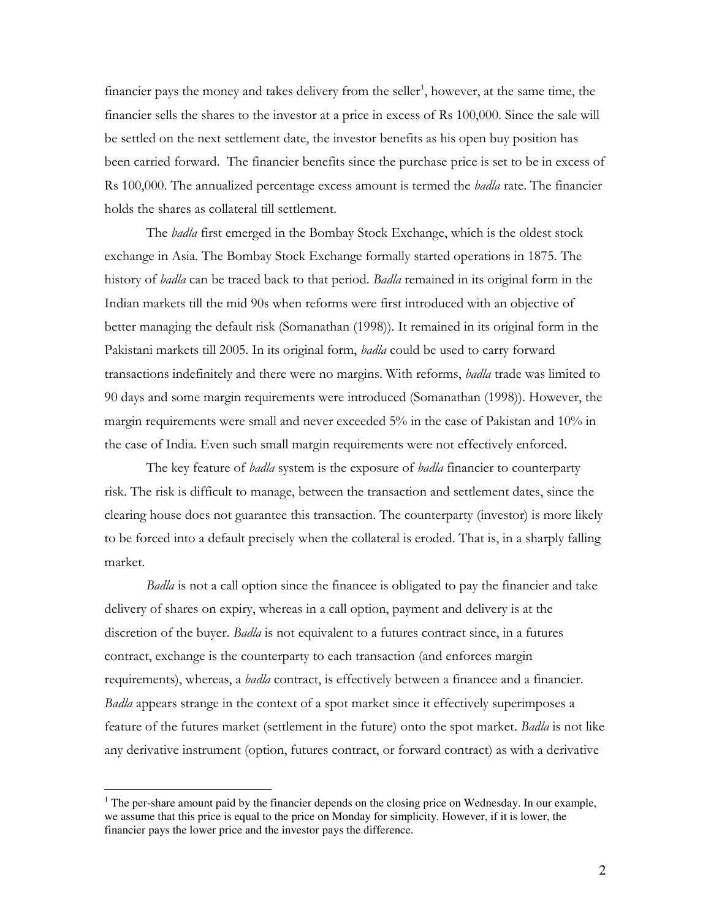financier pays the money and takes delivery from the seller[1], however, at the same time, the financier sells the shares to the investor at a price in excess of Rs 100,000. Since the sale will be settled on the next settlement date, the investor benefits as his open buy position has been carried forward. The financier benefits since the purchase price is set to be in excess of Rs 100,000. The annualized percentage excess amount is termed the *badla* rate. The financier holds the shares as collateral till settlement.

The *badla* first emerged in the Bombay Stock Exchange, which is the oldest stock exchange in Asia. The Bombay Stock Exchange formally started operations in 1875. The history of *badla* can be traced back to that period. *Badla* remained in its original form in the Indian markets till the mid 90s when reforms were first introduced with an objective of better managing the default risk (Somanathan (1998)). It remained in its original form in the Pakistani markets till 2005. In its original form, *badla* could be used to carry forward transactions indefinitely and there were no margins. With reforms, *badla* trade was limited to 90 days and some margin requirements were introduced (Somanathan (1998)). However, the margin requirements were small and never exceeded 5% in the case of Pakistan and 10% in the case of India. Even such small margin requirements were not effectively enforced.

The key feature of *badla* system is the exposure of *badla* financier to counterparty risk. The risk is difficult to manage, between the transaction and settlement dates, since the clearing house does not guarantee this transaction. The counterparty (investor) is more likely to be forced into a default precisely when the collateral is eroded. That is, in a sharply falling market.

*Badla* is not a call option since the financee is obligated to pay the financier and take delivery of shares on expiry, whereas in a call option, payment and delivery is at the discretion of the buyer. *Badla* is not equivalent to a futures contract since, in a futures contract, exchange is the counterparty to each transaction (and enforces margin requirements), whereas, a *badla* contract, is effectively between a financee and a financier. *Badla* appears strange in the context of a spot market since it effectively superimposes a feature of the futures market (settlement in the future) onto the spot market. *Badla* is not like any derivative instrument (option, futures contract, or forward contract) as with a derivative

[1] The per-share amount paid by the financier depends on the closing price on Wednesday. In our example, we assume that this price is equal to the price on Monday for simplicity. However, if it is lower, the financier pays the lower price and the investor pays the difference.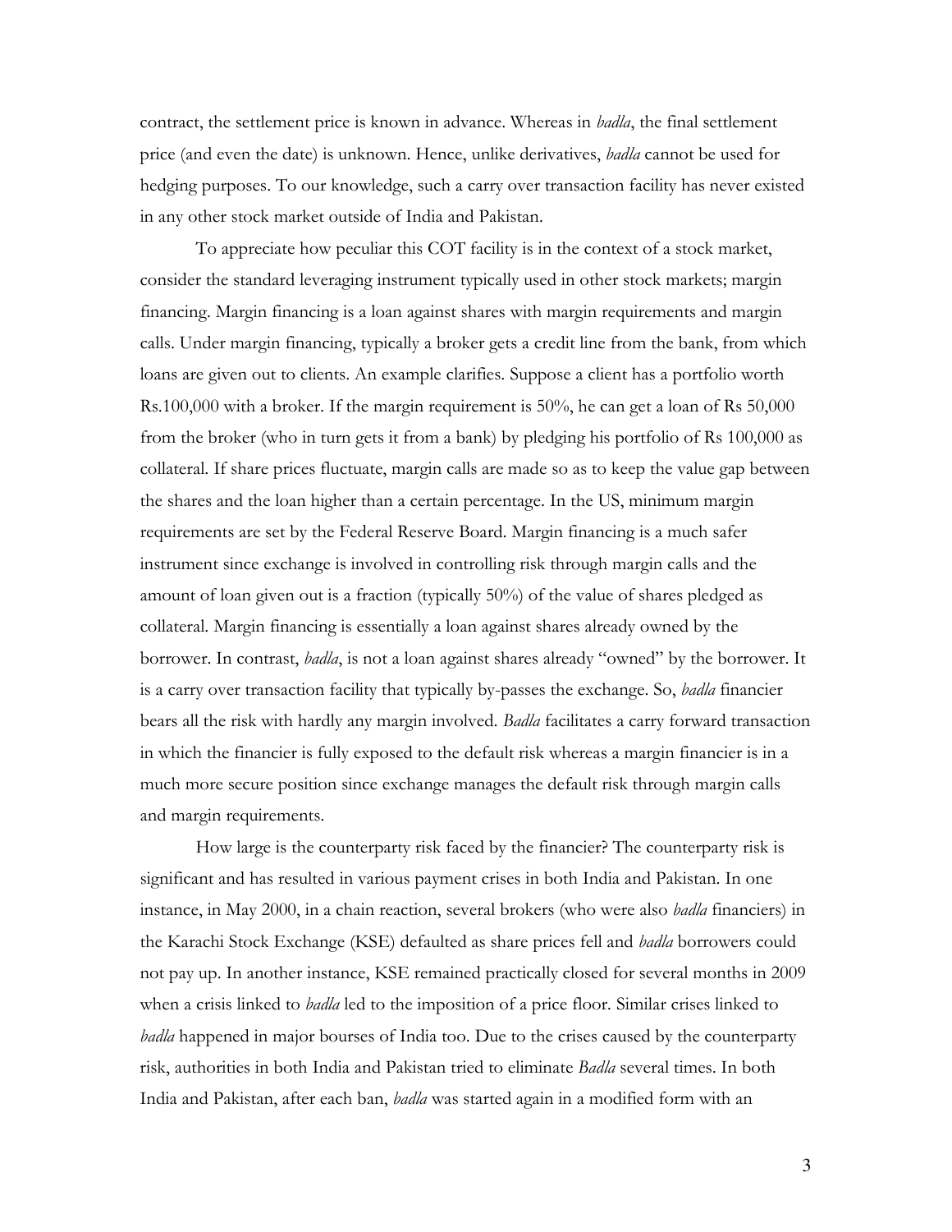contract, the settlement price is known in advance. Whereas in *badla*, the final settlement price (and even the date) is unknown. Hence, unlike derivatives, *badla* cannot be used for hedging purposes. To our knowledge, such a carry over transaction facility has never existed in any other stock market outside of India and Pakistan.

To appreciate how peculiar this COT facility is in the context of a stock market, consider the standard leveraging instrument typically used in other stock markets; margin financing. Margin financing is a loan against shares with margin requirements and margin calls. Under margin financing, typically a broker gets a credit line from the bank, from which loans are given out to clients. An example clarifies. Suppose a client has a portfolio worth Rs.100,000 with a broker. If the margin requirement is 50%, he can get a loan of Rs 50,000 from the broker (who in turn gets it from a bank) by pledging his portfolio of Rs 100,000 as collateral. If share prices fluctuate, margin calls are made so as to keep the value gap between the shares and the loan higher than a certain percentage. In the US, minimum margin requirements are set by the Federal Reserve Board. Margin financing is a much safer instrument since exchange is involved in controlling risk through margin calls and the amount of loan given out is a fraction (typically 50%) of the value of shares pledged as collateral. Margin financing is essentially a loan against shares already owned by the borrower. In contrast, *badla*, is not a loan against shares already "owned" by the borrower. It is a carry over transaction facility that typically by-passes the exchange. So, *badla* financier bears all the risk with hardly any margin involved. *Badla* facilitates a carry forward transaction in which the financier is fully exposed to the default risk whereas a margin financier is in a much more secure position since exchange manages the default risk through margin calls and margin requirements.

How large is the counterparty risk faced by the financier? The counterparty risk is significant and has resulted in various payment crises in both India and Pakistan. In one instance, in May 2000, in a chain reaction, several brokers (who were also *badla* financiers) in the Karachi Stock Exchange (KSE) defaulted as share prices fell and *badla* borrowers could not pay up. In another instance, KSE remained practically closed for several months in 2009 when a crisis linked to *badla* led to the imposition of a price floor. Similar crises linked to *badla* happened in major bourses of India too. Due to the crises caused by the counterparty risk, authorities in both India and Pakistan tried to eliminate *Badla* several times. In both India and Pakistan, after each ban, *badla* was started again in a modified form with an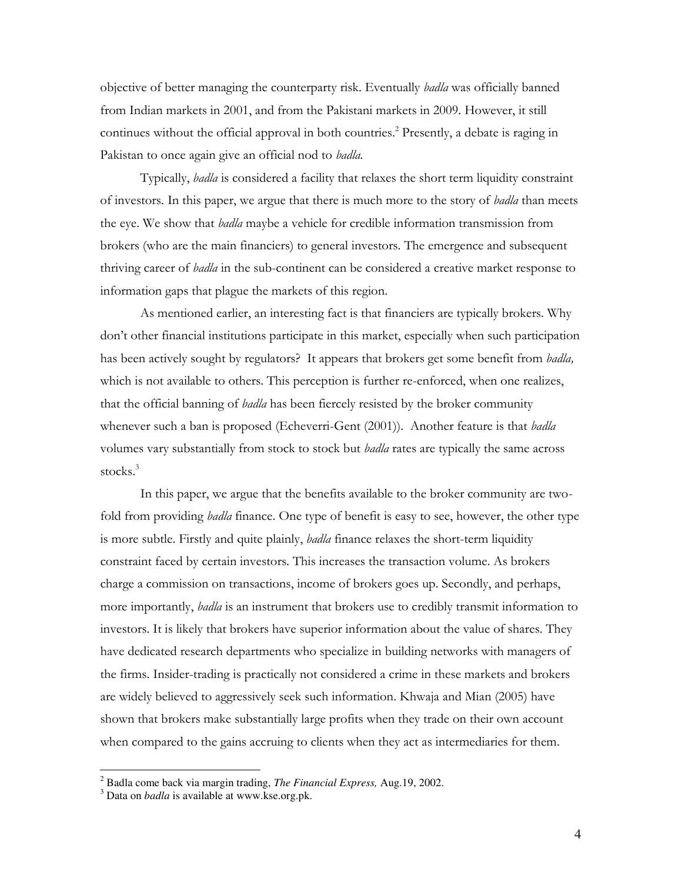objective of better managing the counterparty risk. Eventually *badla* was officially banned from Indian markets in 2001, and from the Pakistani markets in 2009. However, it still continues without the official approval in both countries.[2] Presently, a debate is raging in Pakistan to once again give an official nod to *badla*.

Typically, *badla* is considered a facility that relaxes the short term liquidity constraint of investors. In this paper, we argue that there is much more to the story of *badla* than meets the eye. We show that *badla* maybe a vehicle for credible information transmission from brokers (who are the main financiers) to general investors. The emergence and subsequent thriving career of *badla* in the sub-continent can be considered a creative market response to information gaps that plague the markets of this region.

As mentioned earlier, an interesting fact is that financiers are typically brokers. Why don't other financial institutions participate in this market, especially when such participation has been actively sought by regulators? It appears that brokers get some benefit from *badla,* which is not available to others. This perception is further re-enforced, when one realizes, that the official banning of *badla* has been fiercely resisted by the broker community whenever such a ban is proposed (Echeverri-Gent (2001)). Another feature is that *badla* volumes vary substantially from stock to stock but *badla* rates are typically the same across stocks.[3]

In this paper, we argue that the benefits available to the broker community are two-fold from providing *badla* finance. One type of benefit is easy to see, however, the other type is more subtle. Firstly and quite plainly, *badla* finance relaxes the short-term liquidity constraint faced by certain investors. This increases the transaction volume. As brokers charge a commission on transactions, income of brokers goes up. Secondly, and perhaps, more importantly, *badla* is an instrument that brokers use to credibly transmit information to investors. It is likely that brokers have superior information about the value of shares. They have dedicated research departments who specialize in building networks with managers of the firms. Insider-trading is practically not considered a crime in these markets and brokers are widely believed to aggressively seek such information. Khwaja and Mian (2005) have shown that brokers make substantially large profits when they trade on their own account when compared to the gains accruing to clients when they act as intermediaries for them.

---

[2] Badla come back via margin trading, *The Financial Express,* Aug.19, 2002.

[3] Data on *badla* is available at www.kse.org.pk.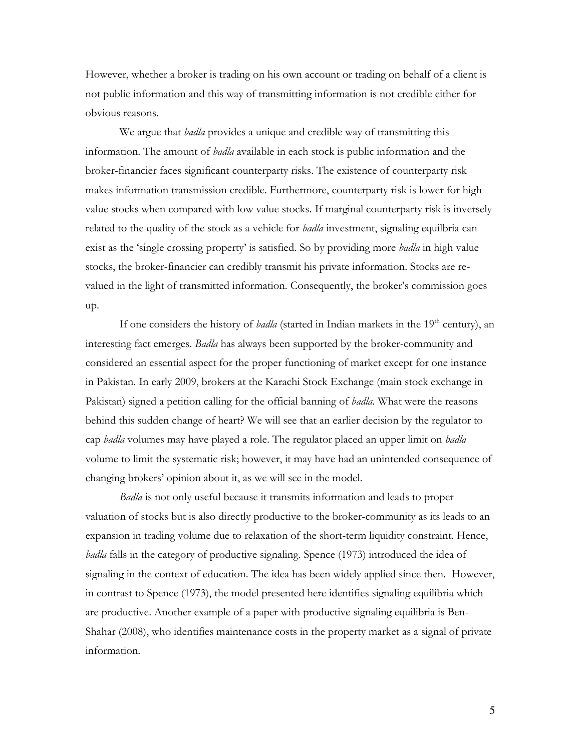However, whether a broker is trading on his own account or trading on behalf of a client is not public information and this way of transmitting information is not credible either for obvious reasons.

We argue that *badla* provides a unique and credible way of transmitting this information. The amount of *badla* available in each stock is public information and the broker-financier faces significant counterparty risks. The existence of counterparty risk makes information transmission credible. Furthermore, counterparty risk is lower for high value stocks when compared with low value stocks. If marginal counterparty risk is inversely related to the quality of the stock as a vehicle for *badla* investment, signaling equilbria can exist as the 'single crossing property' is satisfied. So by providing more *badla* in high value stocks, the broker-financier can credibly transmit his private information. Stocks are re-valued in the light of transmitted information. Consequently, the broker's commission goes up.

If one considers the history of *badla* (started in Indian markets in the 19th century), an interesting fact emerges. *Badla* has always been supported by the broker-community and considered an essential aspect for the proper functioning of market except for one instance in Pakistan. In early 2009, brokers at the Karachi Stock Exchange (main stock exchange in Pakistan) signed a petition calling for the official banning of *badla.* What were the reasons behind this sudden change of heart? We will see that an earlier decision by the regulator to cap *badla* volumes may have played a role. The regulator placed an upper limit on *badla* volume to limit the systematic risk; however, it may have had an unintended consequence of changing brokers' opinion about it, as we will see in the model.

*Badla* is not only useful because it transmits information and leads to proper valuation of stocks but is also directly productive to the broker-community as its leads to an expansion in trading volume due to relaxation of the short-term liquidity constraint. Hence, *badla* falls in the category of productive signaling. Spence (1973) introduced the idea of signaling in the context of education. The idea has been widely applied since then. However, in contrast to Spence (1973), the model presented here identifies signaling equilibria which are productive. Another example of a paper with productive signaling equilibria is Ben-Shahar (2008), who identifies maintenance costs in the property market as a signal of private information.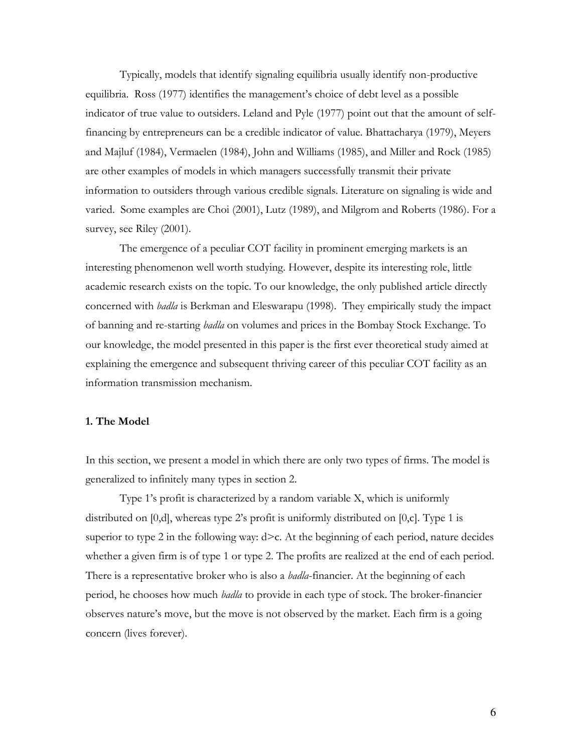Typically, models that identify signaling equilibria usually identify non-productive equilibria. Ross (1977) identifies the management's choice of debt level as a possible indicator of true value to outsiders. Leland and Pyle (1977) point out that the amount of self-financing by entrepreneurs can be a credible indicator of value. Bhattacharya (1979), Meyers and Majluf (1984), Vermaelen (1984), John and Williams (1985), and Miller and Rock (1985) are other examples of models in which managers successfully transmit their private information to outsiders through various credible signals. Literature on signaling is wide and varied. Some examples are Choi (2001), Lutz (1989), and Milgrom and Roberts (1986). For a survey, see Riley (2001).

The emergence of a peculiar COT facility in prominent emerging markets is an interesting phenomenon well worth studying. However, despite its interesting role, little academic research exists on the topic. To our knowledge, the only published article directly concerned with *badla* is Berkman and Eleswarapu (1998). They empirically study the impact of banning and re-starting *badla* on volumes and prices in the Bombay Stock Exchange. To our knowledge, the model presented in this paper is the first ever theoretical study aimed at explaining the emergence and subsequent thriving career of this peculiar COT facility as an information transmission mechanism.

## 1. The Model

In this section, we present a model in which there are only two types of firms. The model is generalized to infinitely many types in section 2.

Type 1's profit is characterized by a random variable X, which is uniformly distributed on $[0,d]$, whereas type 2's profit is uniformly distributed on $[0,c]$. Type 1 is superior to type 2 in the following way: $d>c$. At the beginning of each period, nature decides whether a given firm is of type 1 or type 2. The profits are realized at the end of each period. There is a representative broker who is also a *badla*-financier. At the beginning of each period, he chooses how much *badla* to provide in each type of stock. The broker-financier observes nature's move, but the move is not observed by the market. Each firm is a going concern (lives forever).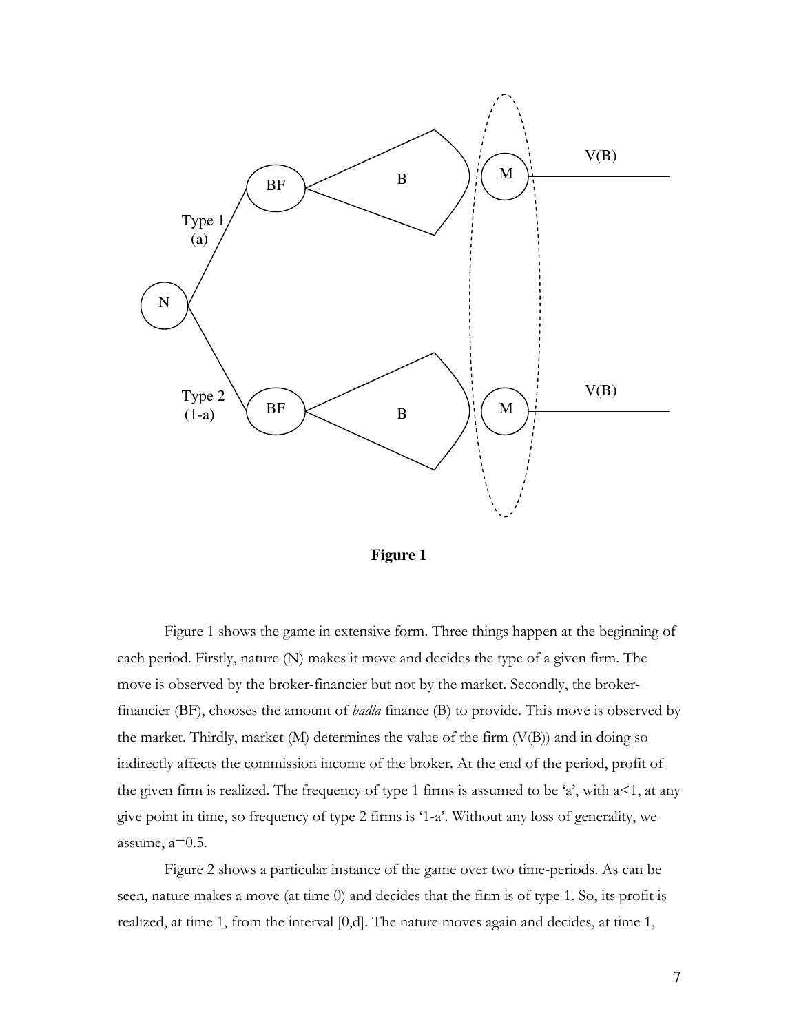**Figure 1**

Figure 1 shows the game in extensive form. Three things happen at the beginning of each period. Firstly, nature (N) makes it move and decides the type of a given firm. The move is observed by the broker-financier but not by the market. Secondly, the broker-financier (BF), chooses the amount of *badla* finance (B) to provide. This move is observed by the market. Thirdly, market (M) determines the value of the firm (V(B)) and in doing so indirectly affects the commission income of the broker. At the end of the period, profit of the given firm is realized. The frequency of type 1 firms is assumed to be 'a', with a<1, at any give point in time, so frequency of type 2 firms is '1-a'. Without any loss of generality, we assume, a=0.5.

Figure 2 shows a particular instance of the game over two time-periods. As can be seen, nature makes a move (at time 0) and decides that the firm is of type 1. So, its profit is realized, at time 1, from the interval [0,d]. The nature moves again and decides, at time 1,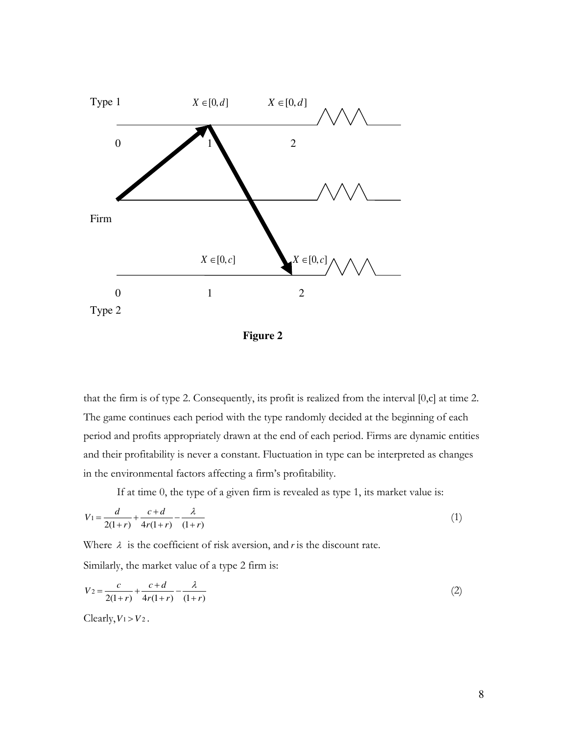Type 1 $X \in [0, d]$ $X \in [0, d]$

0 1 2

Firm

$X \in [0, c]$ $X \in [0, c]$

0 1 2

Type 2

**Figure 2**

that the firm is of type 2. Consequently, its profit is realized from the interval [0,c] at time 2. The game continues each period with the type randomly decided at the beginning of each period and profits appropriately drawn at the end of each period. Firms are dynamic entities and their profitability is never a constant. Fluctuation in type can be interpreted as changes in the environmental factors affecting a firm's profitability.

If at time 0, the type of a given firm is revealed as type 1, its market value is:

$$V_1 = \frac{d}{2(1+r)} + \frac{c+d}{4r(1+r)} - \frac{\lambda}{(1+r)} \tag{1}$$

Where $\lambda$ is the coefficient of risk aversion, and $r$ is the discount rate.

Similarly, the market value of a type 2 firm is:

$$V_2 = \frac{c}{2(1+r)} + \frac{c+d}{4r(1+r)} - \frac{\lambda}{(1+r)} \tag{2}$$

Clearly, $V_1 > V_2$.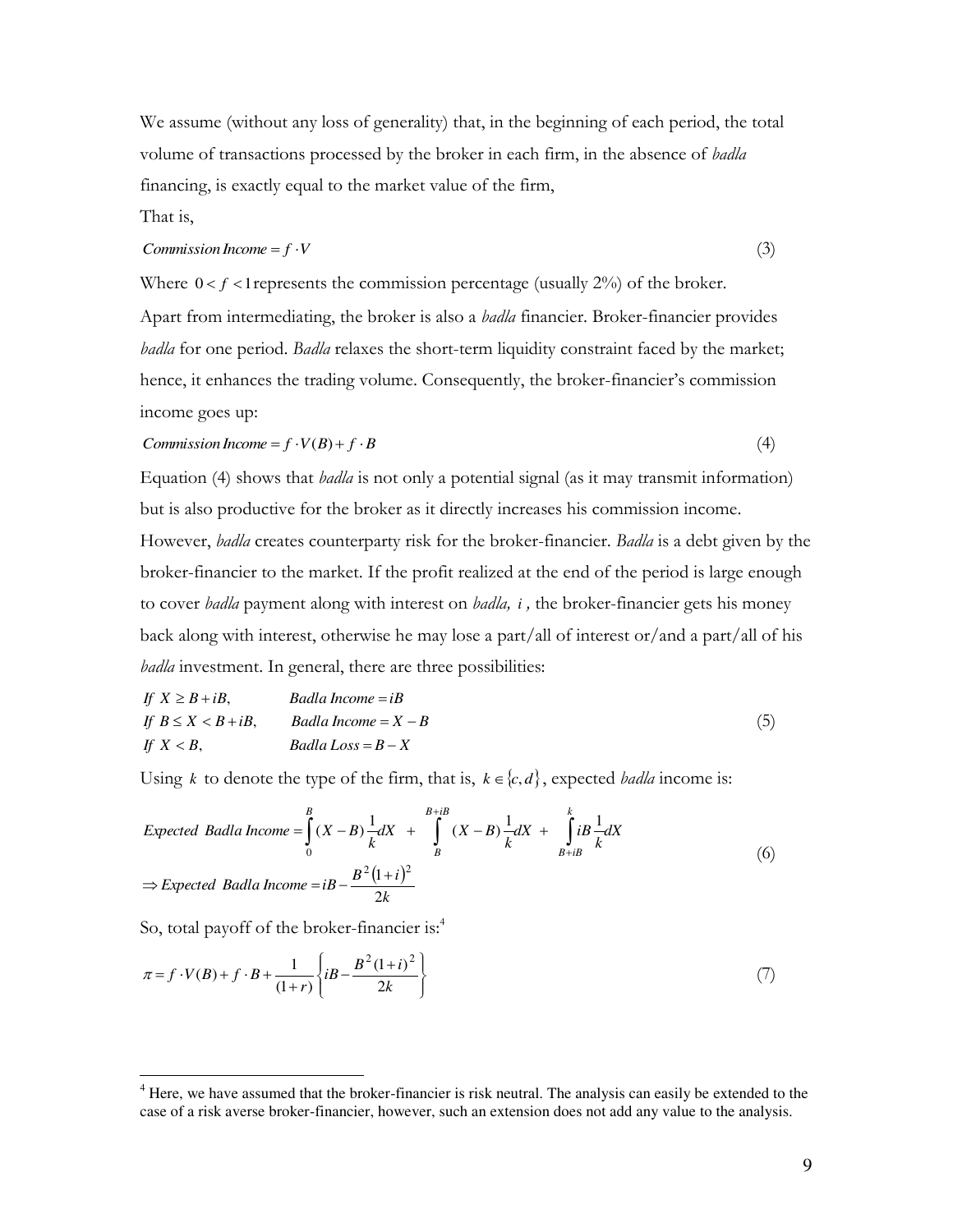We assume (without any loss of generality) that, in the beginning of each period, the total volume of transactions processed by the broker in each firm, in the absence of *badla* financing, is exactly equal to the market value of the firm,

That is,

$$Commission\ Income = f \cdot V \tag{3}$$

Where $0 < f < 1$ represents the commission percentage (usually 2%) of the broker.

Apart from intermediating, the broker is also a *badla* financier. Broker-financier provides *badla* for one period. *Badla* relaxes the short-term liquidity constraint faced by the market; hence, it enhances the trading volume. Consequently, the broker-financier's commission income goes up:

$$Commission\ Income = f \cdot V(B) + f \cdot B \tag{4}$$

Equation (4) shows that *badla* is not only a potential signal (as it may transmit information) but is also productive for the broker as it directly increases his commission income. However, *badla* creates counterparty risk for the broker-financier. *Badla* is a debt given by the broker-financier to the market. If the profit realized at the end of the period is large enough to cover *badla* payment along with interest on *badla*, $i$, the broker-financier gets his money back along with interest, otherwise he may lose a part/all of interest or/and a part/all of his *badla* investment. In general, there are three possibilities:

$$\begin{array}{ll} \text{If } X \geq B + iB, & Badla\ Income = iB \\ \text{If } B \leq X < B + iB, & Badla\ Income = X - B \\ \text{If } X < B, & Badla\ Loss = B - X \end{array} \tag{5}$$

Using $k$ to denote the type of the firm, that is, $k \in \{c, d\}$, expected *badla* income is:

$$\begin{aligned} &Expected\ \ Badla\ Income = \int_0^B (X - B)\frac{1}{k}dX \; + \int_B^{B+iB} (X - B)\frac{1}{k}dX \; + \int_{B+iB}^{k} iB\frac{1}{k}dX \\ &\Rightarrow Expected\ \ Badla\ Income = iB - \frac{B^2(1+i)^2}{2k} \end{aligned} \tag{6}$$

So, total payoff of the broker-financier is:[4]

$$\pi = f \cdot V(B) + f \cdot B + \frac{1}{(1+r)}\left\{ iB - \frac{B^2(1+i)^2}{2k} \right\} \tag{7}$$

[4] Here, we have assumed that the broker-financier is risk neutral. The analysis can easily be extended to the case of a risk averse broker-financier, however, such an extension does not add any value to the analysis.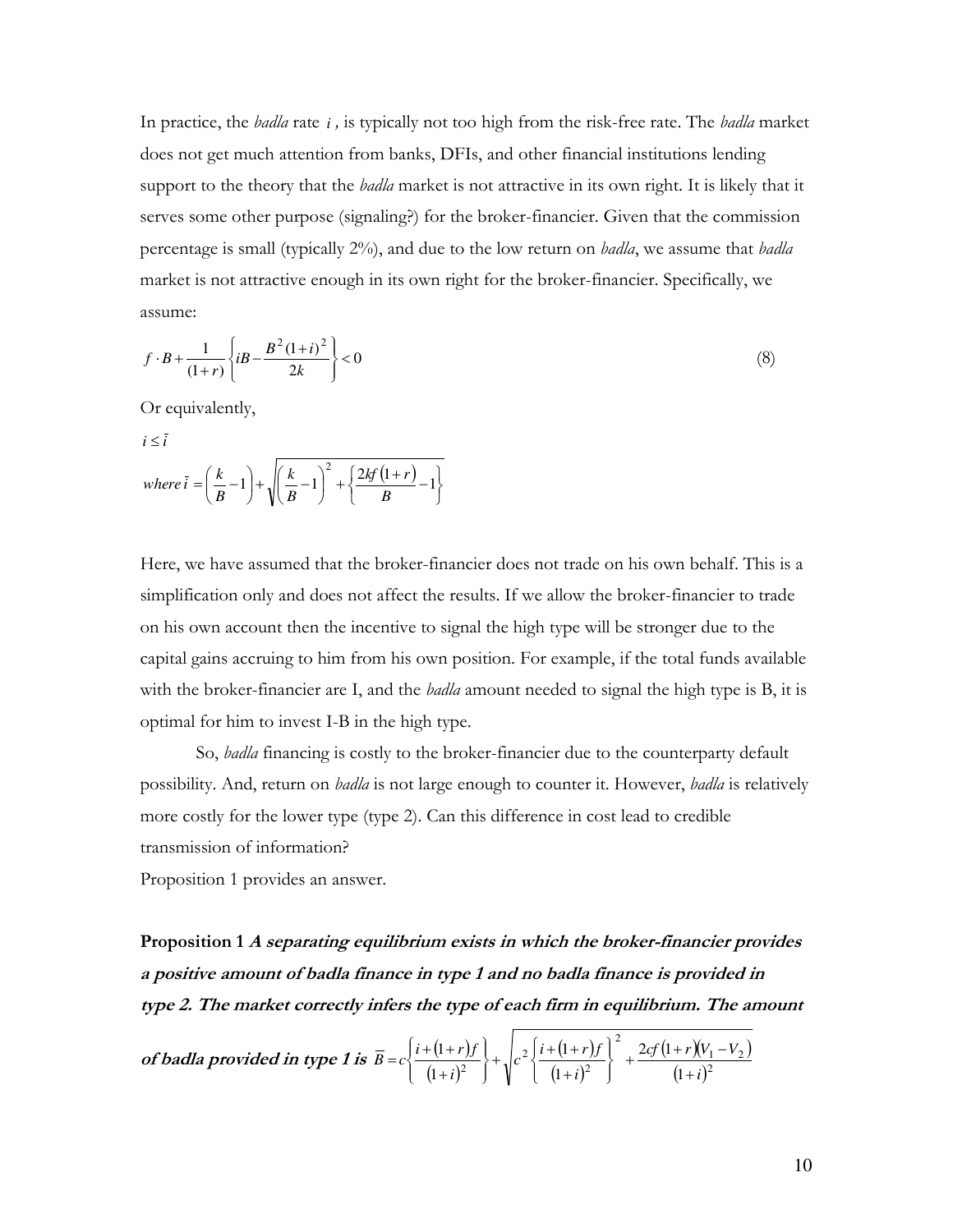In practice, the *badla* rate $i$ *,* is typically not too high from the risk-free rate. The *badla* market does not get much attention from banks, DFIs, and other financial institutions lending support to the theory that the *badla* market is not attractive in its own right. It is likely that it serves some other purpose (signaling?) for the broker-financier. Given that the commission percentage is small (typically 2%), and due to the low return on *badla*, we assume that *badla* market is not attractive enough in its own right for the broker-financier. Specifically, we assume:

$$f \cdot B + \frac{1}{(1+r)}\left\{ iB - \frac{B^2(1+i)^2}{2k} \right\} < 0 \tag{8}$$

Or equivalently,

$$i \leq \bar{i}$$

$$where\ \bar{i} = \left(\frac{k}{B}-1\right) + \sqrt{\left(\frac{k}{B}-1\right)^2 + \left\{\frac{2kf(1+r)}{B}-1\right\}}$$

Here, we have assumed that the broker-financier does not trade on his own behalf. This is a simplification only and does not affect the results. If we allow the broker-financier to trade on his own account then the incentive to signal the high type will be stronger due to the capital gains accruing to him from his own position. For example, if the total funds available with the broker-financier are I, and the *badla* amount needed to signal the high type is B, it is optimal for him to invest I-B in the high type.

So, *badla* financing is costly to the broker-financier due to the counterparty default possibility. And, return on *badla* is not large enough to counter it. However, *badla* is relatively more costly for the lower type (type 2). Can this difference in cost lead to credible transmission of information?

Proposition 1 provides an answer.

**Proposition 1** ***A separating equilibrium exists in which the broker-financier provides a positive amount of badla finance in type 1 and no badla finance is provided in type 2. The market correctly infers the type of each firm in equilibrium. The amount of badla provided in type 1 is*** $\bar{B} = c\left\{\frac{i+(1+r)f}{(1+i)^2}\right\} + \sqrt{c^2\left\{\frac{i+(1+r)f}{(1+i)^2}\right\}^2 + \frac{2cf(1+r)(V_1-V_2)}{(1+i)^2}}$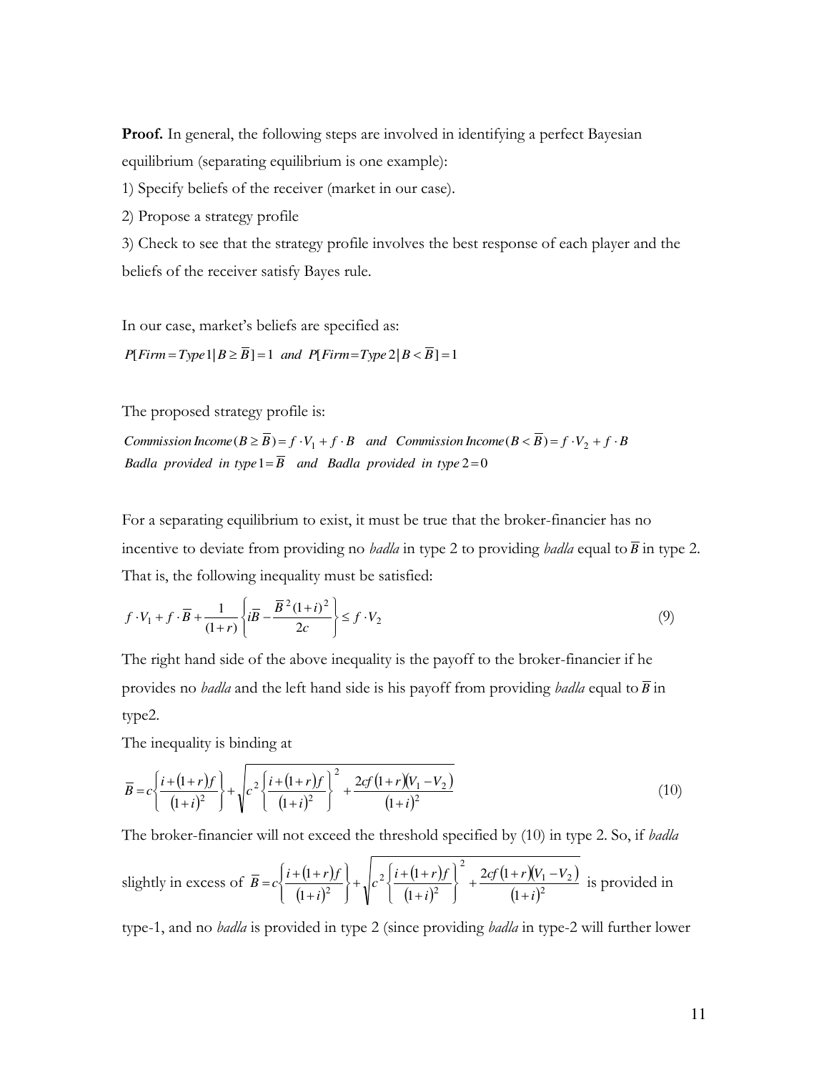**Proof.** In general, the following steps are involved in identifying a perfect Bayesian equilibrium (separating equilibrium is one example):

1) Specify beliefs of the receiver (market in our case).
2) Propose a strategy profile
3) Check to see that the strategy profile involves the best response of each player and the beliefs of the receiver satisfy Bayes rule.

In our case, market's beliefs are specified as:

$P[Firm = Type\,1 | B \geq \overline{B}] = 1 \;\; and \;\; P[Firm = Type\,2 | B < \overline{B}] = 1$

The proposed strategy profile is:

$Commission\,Income(B \geq \overline{B}) = f \cdot V_1 + f \cdot B \quad and \quad Commission\,Income(B < \overline{B}) = f \cdot V_2 + f \cdot B$

$Badla \;\; provided \;\; in \;\; type\,1 = \overline{B} \quad and \quad Badla \;\; provided \;\; in \;\; type\,2 = 0$

For a separating equilibrium to exist, it must be true that the broker-financier has no incentive to deviate from providing no *badla* in type 2 to providing *badla* equal to $\overline{B}$ in type 2. That is, the following inequality must be satisfied:

$$f \cdot V_1 + f \cdot \overline{B} + \frac{1}{(1+r)}\left\{ i\overline{B} - \frac{\overline{B}^2 (1+i)^2}{2c} \right\} \leq f \cdot V_2 \tag{9}$$

The right hand side of the above inequality is the payoff to the broker-financier if he provides no *badla* and the left hand side is his payoff from providing *badla* equal to $\overline{B}$ in type2.

The inequality is binding at

$$\overline{B} = c\left\{ \frac{i + (1+r)f}{(1+i)^2} \right\} + \sqrt{c^2 \left\{ \frac{i + (1+r)f}{(1+i)^2} \right\}^2 + \frac{2cf(1+r)(V_1 - V_2)}{(1+i)^2}} \tag{10}$$

The broker-financier will not exceed the threshold specified by (10) in type 2. So, if *badla* slightly in excess of $\overline{B} = c\left\{ \frac{i + (1+r)f}{(1+i)^2} \right\} + \sqrt{c^2 \left\{ \frac{i + (1+r)f}{(1+i)^2} \right\}^2 + \frac{2cf(1+r)(V_1 - V_2)}{(1+i)^2}}$ is provided in type-1, and no *badla* is provided in type 2 (since providing *badla* in type-2 will further lower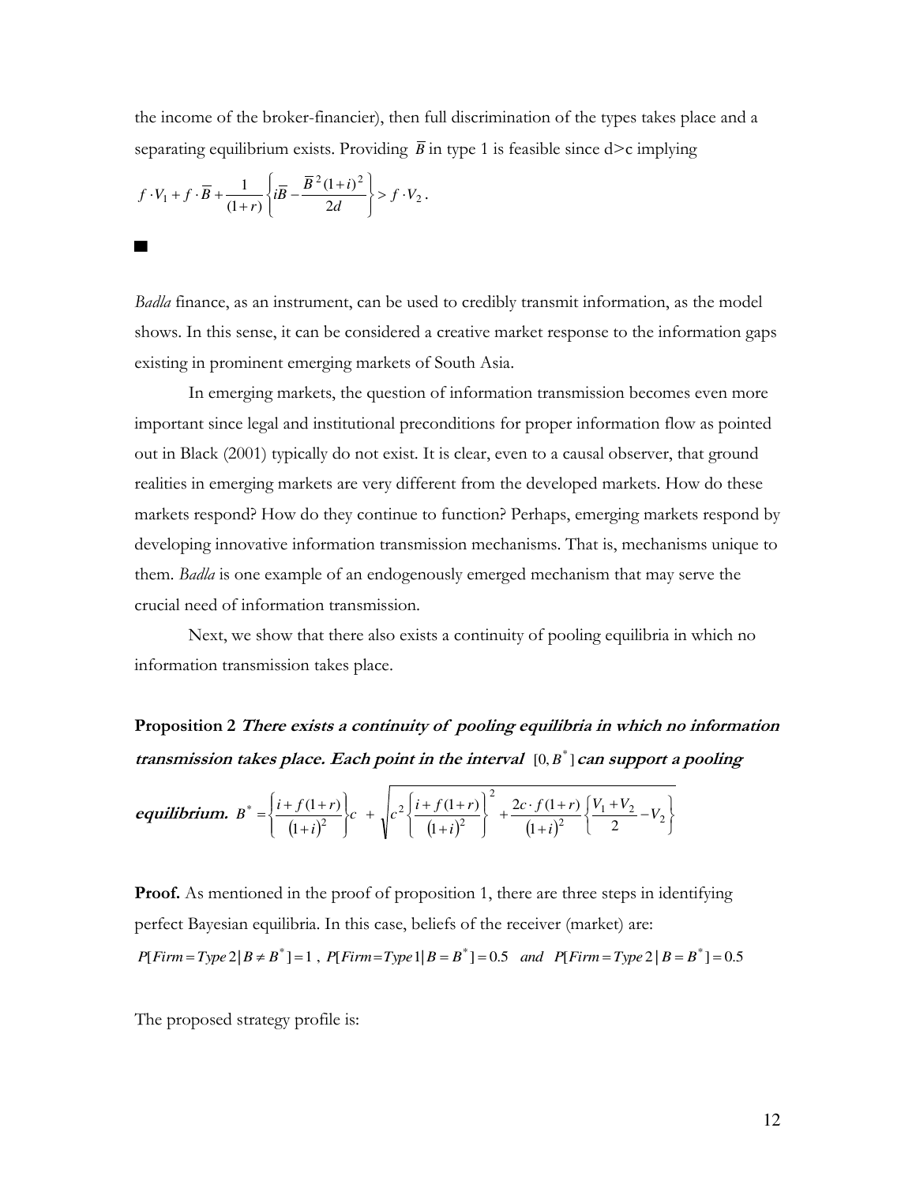the income of the broker-financier), then full discrimination of the types takes place and a separating equilibrium exists. Providing $\overline{B}$ in type 1 is feasible since d>c implying

$$f \cdot V_1 + f \cdot \overline{B} + \frac{1}{(1+r)}\left\{ i\overline{B} - \frac{\overline{B}^2(1+i)^2}{2d} \right\} > f \cdot V_2 .$$

■

*Badla* finance, as an instrument, can be used to credibly transmit information, as the model shows. In this sense, it can be considered a creative market response to the information gaps existing in prominent emerging markets of South Asia.

In emerging markets, the question of information transmission becomes even more important since legal and institutional preconditions for proper information flow as pointed out in Black (2001) typically do not exist. It is clear, even to a causal observer, that ground realities in emerging markets are very different from the developed markets. How do these markets respond? How do they continue to function? Perhaps, emerging markets respond by developing innovative information transmission mechanisms. That is, mechanisms unique to them. *Badla* is one example of an endogenously emerged mechanism that may serve the crucial need of information transmission.

Next, we show that there also exists a continuity of pooling equilibria in which no information transmission takes place.

**Proposition 2** ***There exists a continuity of pooling equilibria in which no information transmission takes place. Each point in the interval*** $[0, B^*]$ ***can support a pooling equilibrium.*** $B^* = \left\{ \frac{i + f(1+r)}{(1+i)^2} \right\} c + \sqrt{c^2 \left\{ \frac{i + f(1+r)}{(1+i)^2} \right\}^2 + \frac{2c \cdot f(1+r)}{(1+i)^2} \left\{ \frac{V_1 + V_2}{2} - V_2 \right\}}$

**Proof.** As mentioned in the proof of proposition 1, there are three steps in identifying perfect Bayesian equilibria. In this case, beliefs of the receiver (market) are:
$P[Firm = Type\,2 \mid B \neq B^*] = 1$ , $P[Firm = Type\,1 \mid B = B^*] = 0.5 \quad and \quad P[Firm = Type\,2 \mid B = B^*] = 0.5$

The proposed strategy profile is: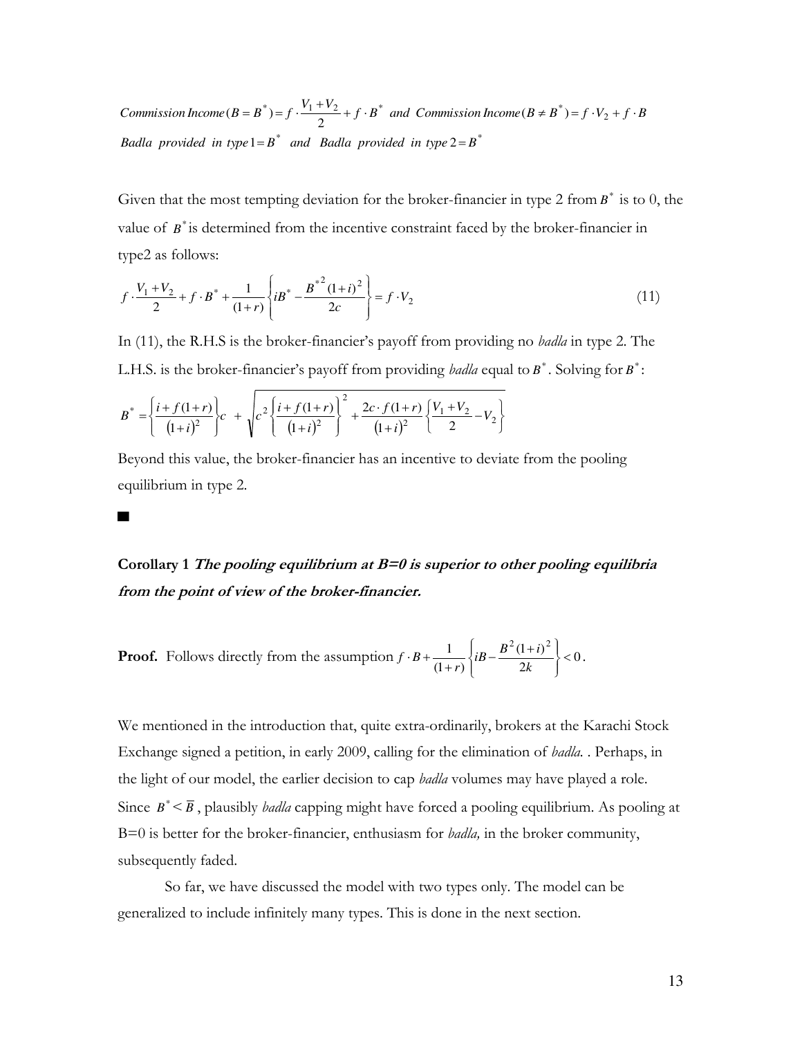$$Commission\ Income(B = B^*) = f \cdot \frac{V_1 + V_2}{2} + f \cdot B^* \ \ and \ \ Commission\ Income(B \neq B^*) = f \cdot V_2 + f \cdot B$$

$$Badla\ \ provided\ \ in\ \ type\,1 = B^* \ \ and \ \ Badla\ \ provided\ \ in\ \ type\,2 = B^*$$

Given that the most tempting deviation for the broker-financier in type 2 from $B^*$ is to 0, the value of $B^*$ is determined from the incentive constraint faced by the broker-financier in type2 as follows:

$$f \cdot \frac{V_1 + V_2}{2} + f \cdot B^* + \frac{1}{(1+r)} \left\{ iB^* - \frac{B^{*2}(1+i)^2}{2c} \right\} = f \cdot V_2 \tag{11}$$

In (11), the R.H.S is the broker-financier's payoff from providing no *badla* in type 2. The L.H.S. is the broker-financier's payoff from providing *badla* equal to $B^*$. Solving for $B^*$:

$$B^* = \left\{ \frac{i + f(1+r)}{(1+i)^2} \right\} c \ + \ \sqrt{c^2 \left\{ \frac{i + f(1+r)}{(1+i)^2} \right\}^2 + \frac{2c \cdot f(1+r)}{(1+i)^2} \left\{ \frac{V_1 + V_2}{2} - V_2 \right\}}$$

Beyond this value, the broker-financier has an incentive to deviate from the pooling equilibrium in type 2.

■

**Corollary 1** ***The pooling equilibrium at B=0 is superior to other pooling equilibria from the point of view of the broker-financier.***

**Proof.** Follows directly from the assumption $f \cdot B + \frac{1}{(1+r)} \left\{ iB - \frac{B^2(1+i)^2}{2k} \right\} < 0$.

We mentioned in the introduction that, quite extra-ordinarily, brokers at the Karachi Stock Exchange signed a petition, in early 2009, calling for the elimination of *badla*. . Perhaps, in the light of our model, the earlier decision to cap *badla* volumes may have played a role. Since $B^* < \overline{B}$, plausibly *badla* capping might have forced a pooling equilibrium. As pooling at B=0 is better for the broker-financier, enthusiasm for *badla,* in the broker community, subsequently faded.

So far, we have discussed the model with two types only. The model can be generalized to include infinitely many types. This is done in the next section.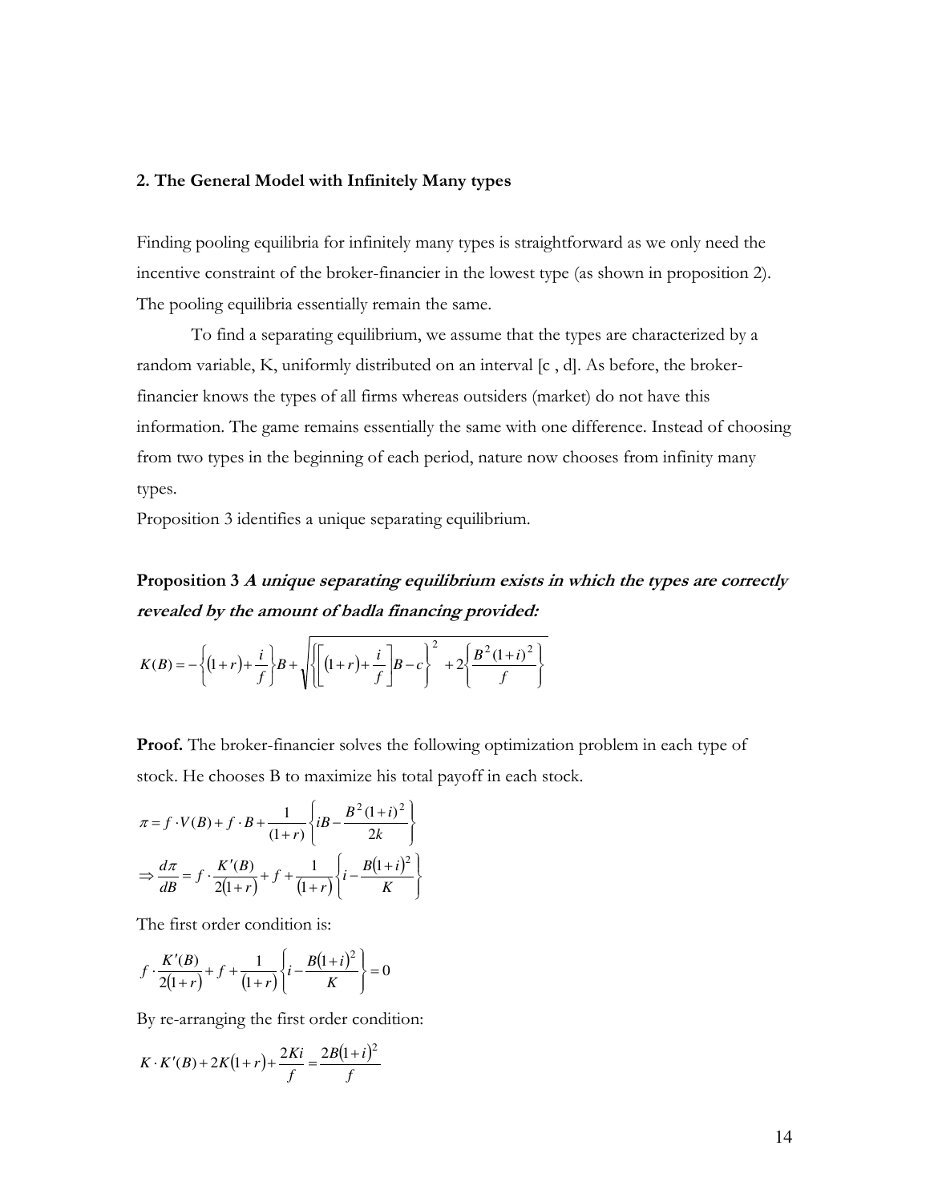## 2. The General Model with Infinitely Many types

Finding pooling equilibria for infinitely many types is straightforward as we only need the incentive constraint of the broker-financier in the lowest type (as shown in proposition 2). The pooling equilibria essentially remain the same.

To find a separating equilibrium, we assume that the types are characterized by a random variable, K, uniformly distributed on an interval [c , d]. As before, the broker-financier knows the types of all firms whereas outsiders (market) do not have this information. The game remains essentially the same with one difference. Instead of choosing from two types in the beginning of each period, nature now chooses from infinity many types.

Proposition 3 identifies a unique separating equilibrium.

**Proposition 3** ***A unique separating equilibrium exists in which the types are correctly revealed by the amount of badla financing provided:***

$$K(B) = -\left\{(1+r)+\frac{i}{f}\right\}B + \sqrt{\left\{\left[(1+r)+\frac{i}{f}\right]B - c\right\}^2 + 2\left\{\frac{B^2(1+i)^2}{f}\right\}}$$

**Proof.** The broker-financier solves the following optimization problem in each type of stock. He chooses B to maximize his total payoff in each stock.

$$\pi = f \cdot V(B) + f \cdot B + \frac{1}{(1+r)}\left\{iB - \frac{B^2(1+i)^2}{2k}\right\}$$

$$\Rightarrow \frac{d\pi}{dB} = f \cdot \frac{K'(B)}{2(1+r)} + f + \frac{1}{(1+r)}\left\{i - \frac{B(1+i)^2}{K}\right\}$$

The first order condition is:

$$f \cdot \frac{K'(B)}{2(1+r)} + f + \frac{1}{(1+r)}\left\{i - \frac{B(1+i)^2}{K}\right\} = 0$$

By re-arranging the first order condition:

$$K \cdot K'(B) + 2K(1+r) + \frac{2Ki}{f} = \frac{2B(1+i)^2}{f}$$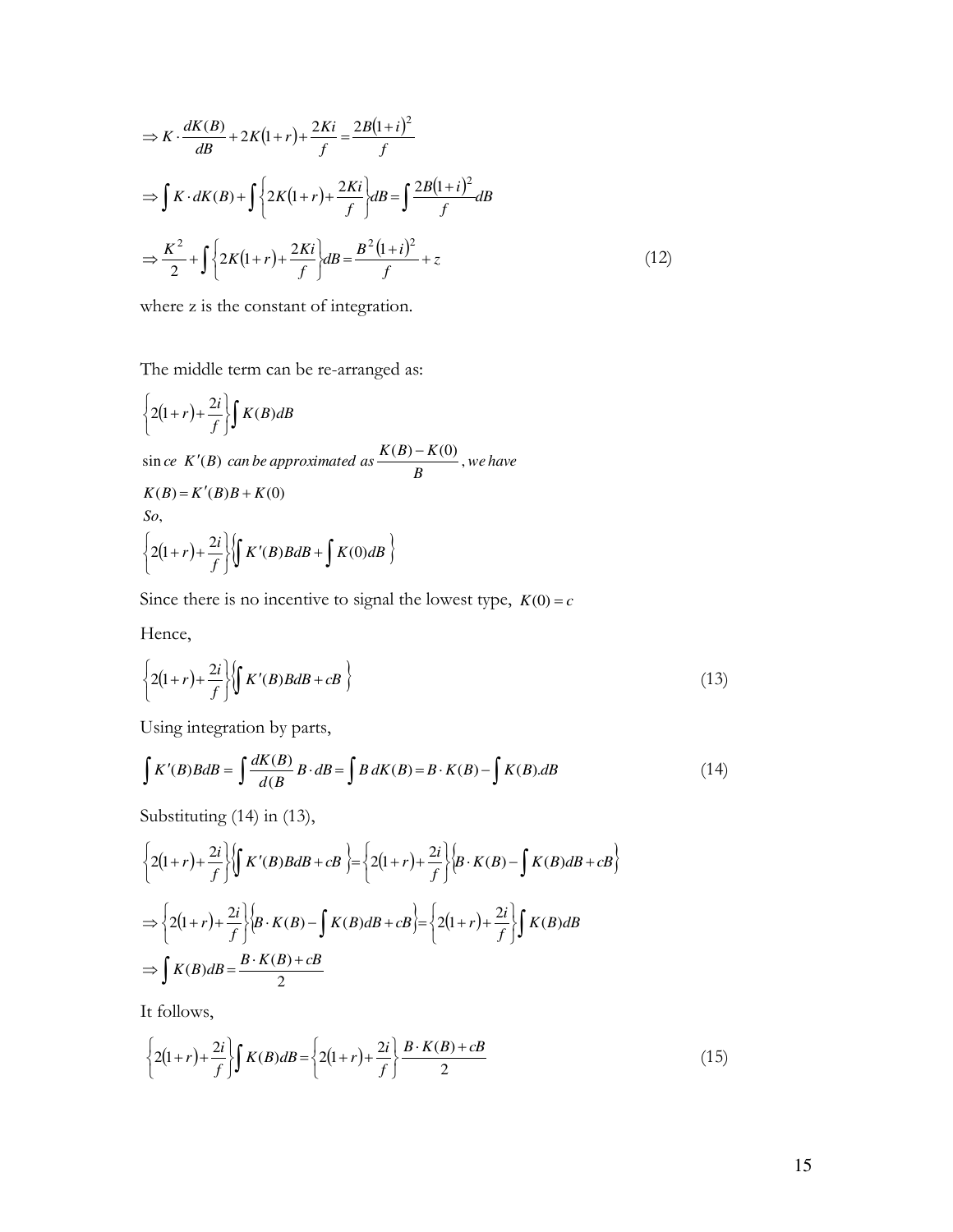$$\Rightarrow K \cdot \frac{dK(B)}{dB} + 2K(1+r) + \frac{2Ki}{f} = \frac{2B(1+i)^2}{f}$$

$$\Rightarrow \int K \cdot dK(B) + \int \left\{ 2K(1+r) + \frac{2Ki}{f} \right\} dB = \int \frac{2B(1+i)^2}{f} dB$$

$$\Rightarrow \frac{K^2}{2} + \int \left\{ 2K(1+r) + \frac{2Ki}{f} \right\} dB = \frac{B^2(1+i)^2}{f} + z \tag{12}$$

where z is the constant of integration.

The middle term can be re-arranged as:

$$\left\{ 2(1+r) + \frac{2i}{f} \right\} \int K(B)dB$$

$sin\,ce\ K'(B)\ can\,be\,approximated\ as\ \frac{K(B)-K(0)}{B},\ we\,have$

$$K(B) = K'(B)B + K(0)$$

*So*,

$$\left\{ 2(1+r) + \frac{2i}{f} \right\} \left\{ \int K'(B)BdB + \int K(0)dB \right\}$$

Since there is no incentive to signal the lowest type, $K(0) = c$

Hence,

$$\left\{ 2(1+r) + \frac{2i}{f} \right\} \left\{ \int K'(B)BdB + cB \right\} \tag{13}$$

Using integration by parts,

$$\int K'(B)BdB = \int \frac{dK(B)}{d(B} B \cdot dB = \int B\, dK(B) = B \cdot K(B) - \int K(B).dB \tag{14}$$

Substituting (14) in (13),

$$\left\{ 2(1+r) + \frac{2i}{f} \right\} \left\{ \int K'(B)BdB + cB \right\} = \left\{ 2(1+r) + \frac{2i}{f} \right\} \left\{ B \cdot K(B) - \int K(B)dB + cB \right\}$$

$$\Rightarrow \left\{ 2(1+r) + \frac{2i}{f} \right\} \left\{ B \cdot K(B) - \int K(B)dB + cB \right\} = \left\{ 2(1+r) + \frac{2i}{f} \right\} \int K(B)dB$$

$$\Rightarrow \int K(B)dB = \frac{B \cdot K(B) + cB}{2}$$

It follows,

$$\left\{ 2(1+r) + \frac{2i}{f} \right\} \int K(B)dB = \left\{ 2(1+r) + \frac{2i}{f} \right\} \frac{B \cdot K(B) + cB}{2} \tag{15}$$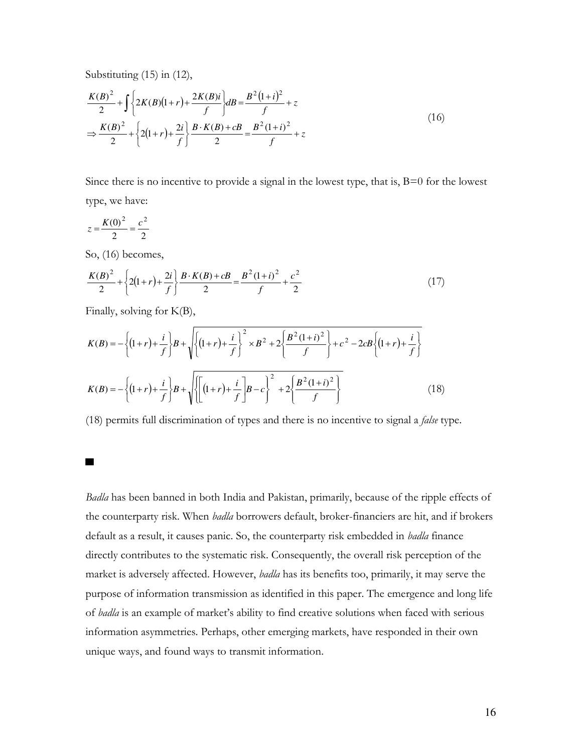Substituting (15) in (12),

$$
\begin{aligned}
&\frac{K(B)^2}{2} + \int \left\{ 2K(B)(1+r) + \frac{2K(B)i}{f} \right\} dB = \frac{B^2(1+i)^2}{f} + z \\
&\Rightarrow \frac{K(B)^2}{2} + \left\{ 2(1+r) + \frac{2i}{f} \right\} \frac{B \cdot K(B) + cB}{2} = \frac{B^2(1+i)^2}{f} + z
\end{aligned}
\tag{16}
$$

Since there is no incentive to provide a signal in the lowest type, that is, B=0 for the lowest type, we have:

$$
z = \frac{K(0)^2}{2} = \frac{c^2}{2}
$$

So, (16) becomes,

$$
\frac{K(B)^2}{2} + \left\{ 2(1+r) + \frac{2i}{f} \right\} \frac{B \cdot K(B) + cB}{2} = \frac{B^2(1+i)^2}{f} + \frac{c^2}{2} \tag{17}
$$

Finally, solving for K(B),

$$
K(B) = -\left\{ (1+r) + \frac{i}{f} \right\} B + \sqrt{ \left\{ (1+r) + \frac{i}{f} \right\}^2 \times B^2 + 2\left\{ \frac{B^2(1+i)^2}{f} \right\} + c^2 - 2cB\left\{ (1+r) + \frac{i}{f} \right\} }
$$

$$
K(B) = -\left\{ (1+r) + \frac{i}{f} \right\} B + \sqrt{ \left\{ \left[ (1+r) + \frac{i}{f} \right] B - c \right\}^2 + 2\left\{ \frac{B^2(1+i)^2}{f} \right\} } \tag{18}
$$

(18) permits full discrimination of types and there is no incentive to signal a *false* type.

■

*Badla* has been banned in both India and Pakistan, primarily, because of the ripple effects of the counterparty risk. When *badla* borrowers default, broker-financiers are hit, and if brokers default as a result, it causes panic. So, the counterparty risk embedded in *badla* finance directly contributes to the systematic risk. Consequently, the overall risk perception of the market is adversely affected. However, *badla* has its benefits too, primarily, it may serve the purpose of information transmission as identified in this paper. The emergence and long life of *badla* is an example of market's ability to find creative solutions when faced with serious information asymmetries. Perhaps, other emerging markets, have responded in their own unique ways, and found ways to transmit information.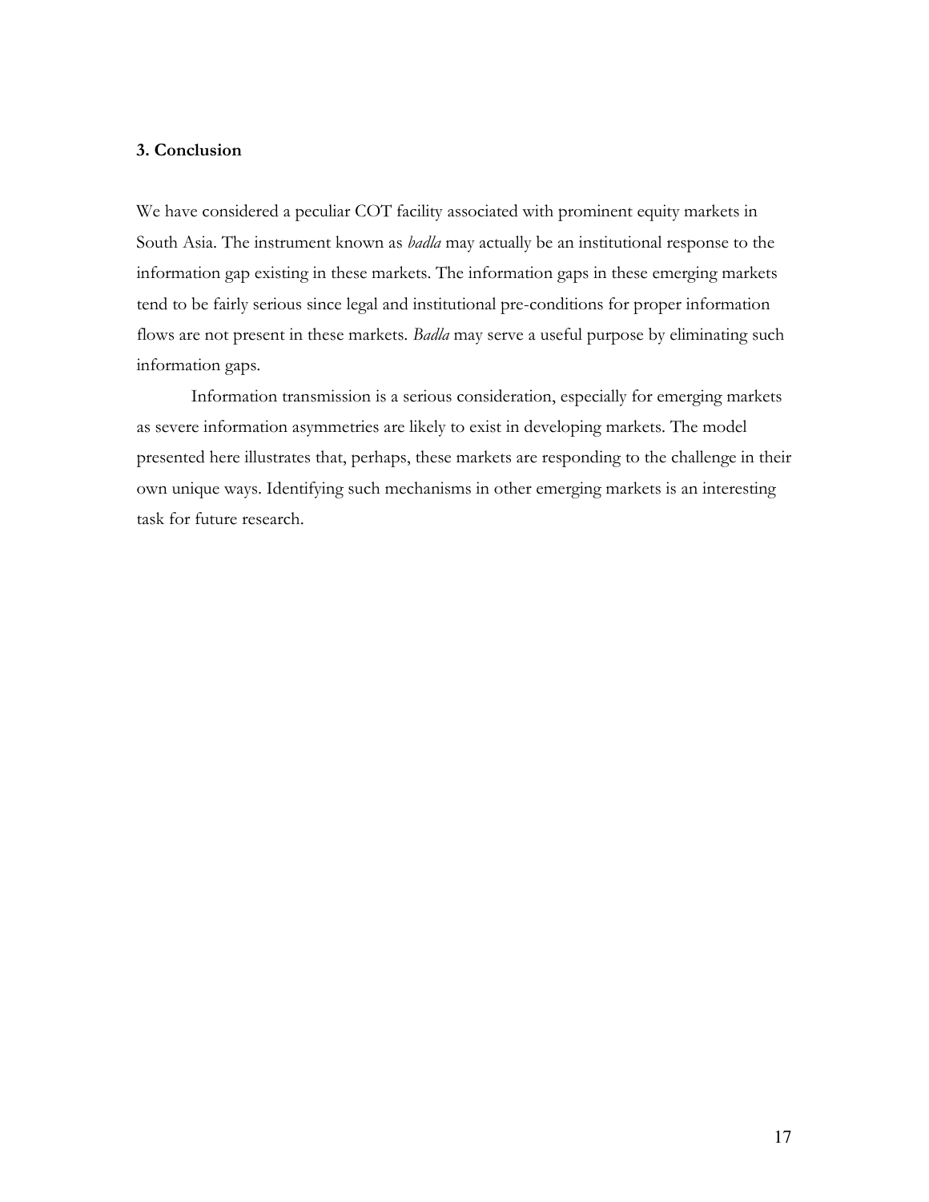### 3. Conclusion

We have considered a peculiar COT facility associated with prominent equity markets in South Asia. The instrument known as *badla* may actually be an institutional response to the information gap existing in these markets. The information gaps in these emerging markets tend to be fairly serious since legal and institutional pre-conditions for proper information flows are not present in these markets. *Badla* may serve a useful purpose by eliminating such information gaps.

Information transmission is a serious consideration, especially for emerging markets as severe information asymmetries are likely to exist in developing markets. The model presented here illustrates that, perhaps, these markets are responding to the challenge in their own unique ways. Identifying such mechanisms in other emerging markets is an interesting task for future research.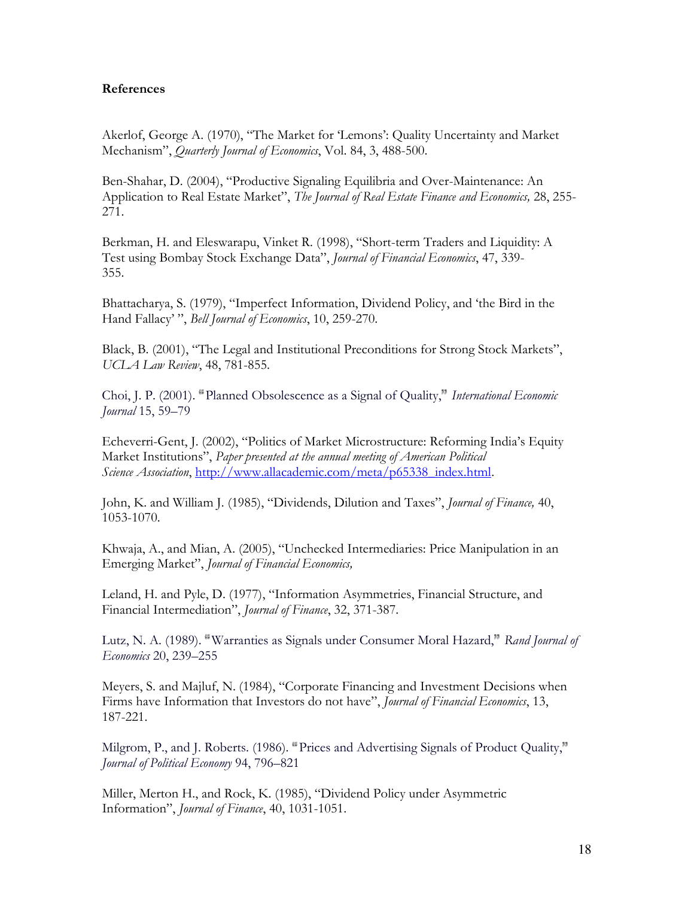**References**

Akerlof, George A. (1970), "The Market for 'Lemons': Quality Uncertainty and Market Mechanism", *Quarterly Journal of Economics*, Vol. 84, 3, 488-500.

Ben-Shahar, D. (2004), "Productive Signaling Equilibria and Over-Maintenance: An Application to Real Estate Market", *The Journal of Real Estate Finance and Economics,* 28, 255-271.

Berkman, H. and Eleswarapu, Vinket R. (1998), "Short-term Traders and Liquidity: A Test using Bombay Stock Exchange Data", *Journal of Financial Economics*, 47, 339-355.

Bhattacharya, S. (1979), "Imperfect Information, Dividend Policy, and 'the Bird in the Hand Fallacy' ", *Bell Journal of Economics*, 10, 259-270.

Black, B. (2001), "The Legal and Institutional Preconditions for Strong Stock Markets", *UCLA Law Review*, 48, 781-855.

Choi, J. P. (2001). "Planned Obsolescence as a Signal of Quality," *International Economic Journal* 15, 59–79

Echeverri-Gent, J. (2002), "Politics of Market Microstructure: Reforming India's Equity Market Institutions", *Paper presented at the annual meeting of American Political Science Association*, http://www.allacademic.com/meta/p65338_index.html.

John, K. and William J. (1985), "Dividends, Dilution and Taxes", *Journal of Finance,* 40, 1053-1070.

Khwaja, A., and Mian, A. (2005), "Unchecked Intermediaries: Price Manipulation in an Emerging Market", *Journal of Financial Economics,*

Leland, H. and Pyle, D. (1977), "Information Asymmetries, Financial Structure, and Financial Intermediation", *Journal of Finance*, 32, 371-387.

Lutz, N. A. (1989). "Warranties as Signals under Consumer Moral Hazard," *Rand Journal of Economics* 20, 239–255

Meyers, S. and Majluf, N. (1984), "Corporate Financing and Investment Decisions when Firms have Information that Investors do not have", *Journal of Financial Economics*, 13, 187-221.

Milgrom, P., and J. Roberts. (1986). "Prices and Advertising Signals of Product Quality," *Journal of Political Economy* 94, 796–821

Miller, Merton H., and Rock, K. (1985), "Dividend Policy under Asymmetric Information", *Journal of Finance*, 40, 1031-1051.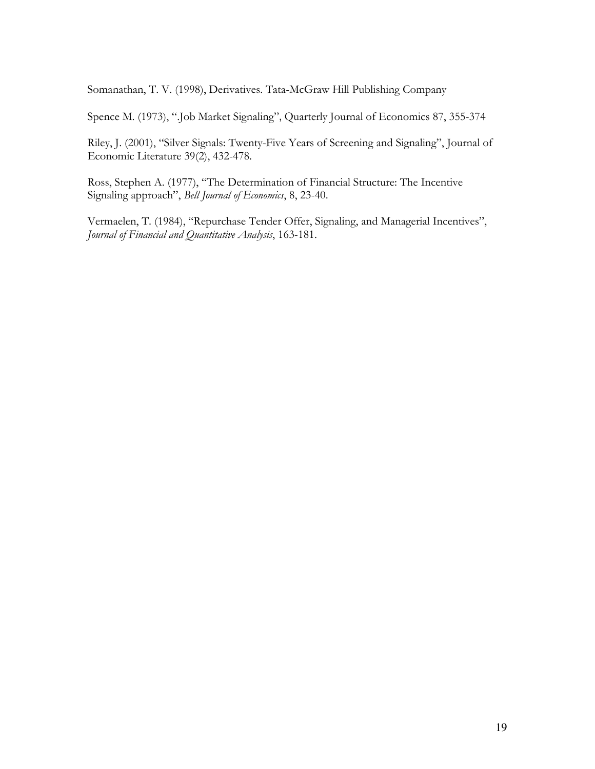Somanathan, T. V. (1998), Derivatives. Tata-McGraw Hill Publishing Company

Spence M. (1973), ".Job Market Signaling", Quarterly Journal of Economics 87, 355-374

Riley, J. (2001), "Silver Signals: Twenty-Five Years of Screening and Signaling", Journal of Economic Literature 39(2), 432-478.

Ross, Stephen A. (1977), "The Determination of Financial Structure: The Incentive Signaling approach", *Bell Journal of Economics*, 8, 23-40.

Vermaelen, T. (1984), "Repurchase Tender Offer, Signaling, and Managerial Incentives", *Journal of Financial and Quantitative Analysis*, 163-181.